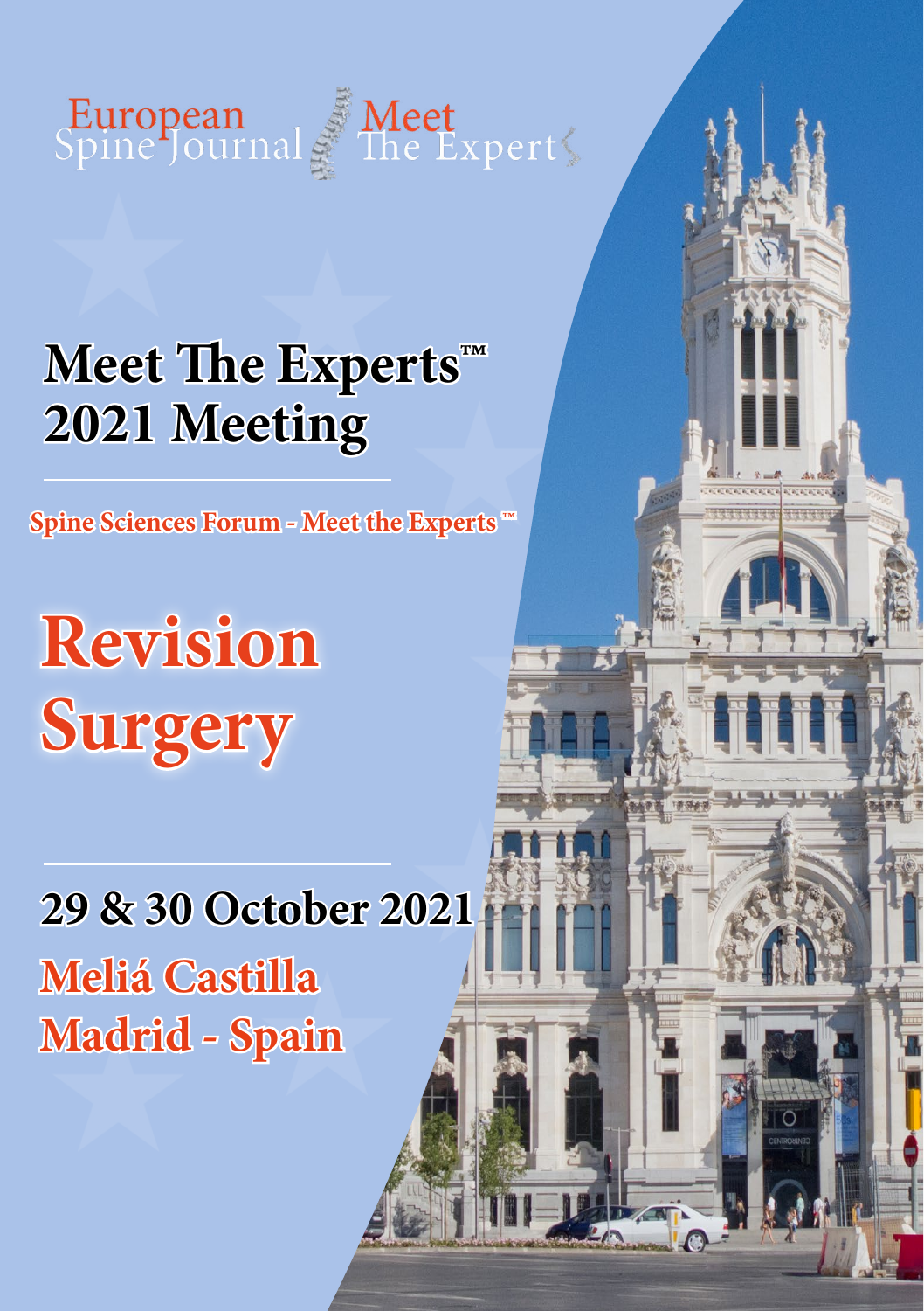European Spine Journal Meet The Expert

# Meet The Experts™ 2021 Meeting

**Spine Sciences Forum - Meet the Experts ™**

# Revision Surgery

## 29 & 30 October 2021

**Meliá Castilla**

**Madrid - Spain**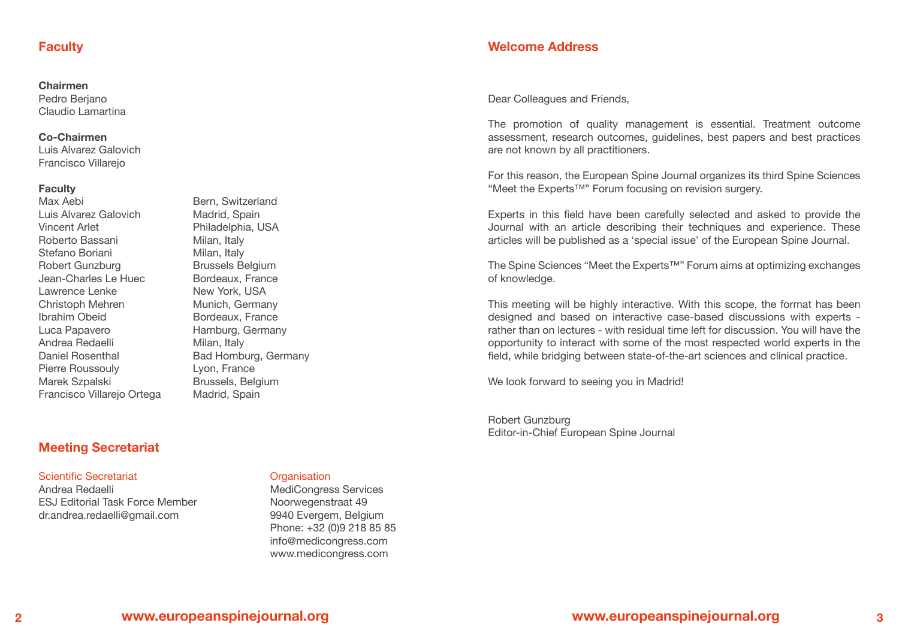## Faculty

**Chairmen**
Pedro Berjano
Claudio Lamartina

**Co-Chairmen**
Luis Alvarez Galovich
Francisco Villarejo

**Faculty**

| Name | Location |
|---|---|
| Max Aebi | Bern, Switzerland |
| Luis Alvarez Galovich | Madrid, Spain |
| Vincent Arlet | Philadelphia, USA |
| Roberto Bassani | Milan, Italy |
| Stefano Boriani | Milan, Italy |
| Robert Gunzburg | Brussels Belgium |
| Jean-Charles Le Huec | Bordeaux, France |
| Lawrence Lenke | New York, USA |
| Christoph Mehren | Munich, Germany |
| Ibrahim Obeid | Bordeaux, France |
| Luca Papavero | Hamburg, Germany |
| Andrea Redaelli | Milan, Italy |
| Daniel Rosenthal | Bad Homburg, Germany |
| Pierre Roussouly | Lyon, France |
| Marek Szpalski | Brussels, Belgium |
| Francisco Villarejo Ortega | Madrid, Spain |

## Meeting Secretariat

**Scientific Secretariat**
Andrea Redaelli
ESJ Editorial Task Force Member
dr.andrea.redaelli@gmail.com

**Organisation**
MediCongress Services
Noorwegenstraat 49
9940 Evergem, Belgium
Phone: +32 (0)9 218 85 85
info@medicongress.com
www.medicongress.com

## Welcome Address

Dear Colleagues and Friends,

The promotion of quality management is essential. Treatment outcome assessment, research outcomes, guidelines, best papers and best practices are not known by all practitioners.

For this reason, the European Spine Journal organizes its third Spine Sciences "Meet the Experts™" Forum focusing on revision surgery.

Experts in this field have been carefully selected and asked to provide the Journal with an article describing their techniques and experience. These articles will be published as a 'special issue' of the European Spine Journal.

The Spine Sciences "Meet the Experts™" Forum aims at optimizing exchanges of knowledge.

This meeting will be highly interactive. With this scope, the format has been designed and based on interactive case-based discussions with experts - rather than on lectures - with residual time left for discussion. You will have the opportunity to interact with some of the most respected world experts in the field, while bridging between state-of-the-art sciences and clinical practice.

We look forward to seeing you in Madrid!

Robert Gunzburg
Editor-in-Chief European Spine Journal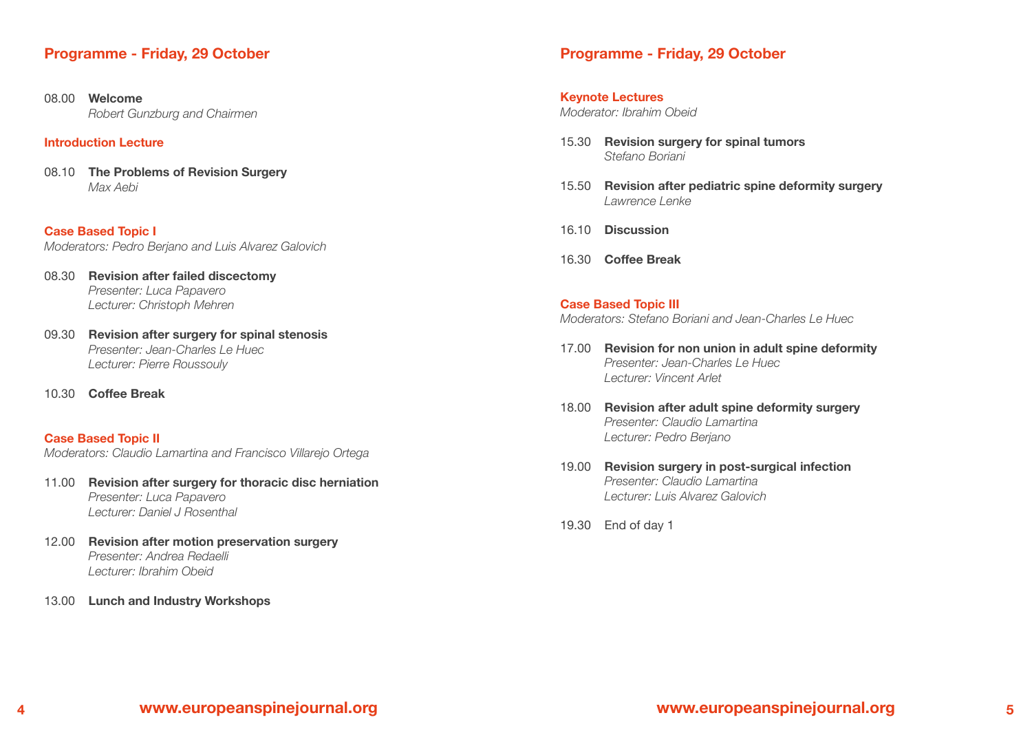## Programme - Friday, 29 October

08.00 **Welcome**
*Robert Gunzburg and Chairmen*

### Introduction Lecture

08.10 **The Problems of Revision Surgery**
*Max Aebi*

### Case Based Topic I

*Moderators: Pedro Berjano and Luis Alvarez Galovich*

08.30 **Revision after failed discectomy**
*Presenter: Luca Papavero*
*Lecturer: Christoph Mehren*

09.30 **Revision after surgery for spinal stenosis**
*Presenter: Jean-Charles Le Huec*
*Lecturer: Pierre Roussouly*

10.30 **Coffee Break**

### Case Based Topic II

*Moderators: Claudio Lamartina and Francisco Villarejo Ortega*

11.00 **Revision after surgery for thoracic disc herniation**
*Presenter: Luca Papavero*
*Lecturer: Daniel J Rosenthal*

12.00 **Revision after motion preservation surgery**
*Presenter: Andrea Redaelli*
*Lecturer: Ibrahim Obeid*

13.00 **Lunch and Industry Workshops**

## Programme - Friday, 29 October

### Keynote Lectures

*Moderator: Ibrahim Obeid*

15.30 **Revision surgery for spinal tumors**
*Stefano Boriani*

15.50 **Revision after pediatric spine deformity surgery**
*Lawrence Lenke*

16.10 **Discussion**

16.30 **Coffee Break**

### Case Based Topic III

*Moderators: Stefano Boriani and Jean-Charles Le Huec*

17.00 **Revision for non union in adult spine deformity**
*Presenter: Jean-Charles Le Huec*
*Lecturer: Vincent Arlet*

18.00 **Revision after adult spine deformity surgery**
*Presenter: Claudio Lamartina*
*Lecturer: Pedro Berjano*

19.00 **Revision surgery in post-surgical infection**
*Presenter: Claudio Lamartina*
*Lecturer: Luis Alvarez Galovich*

19.30 End of day 1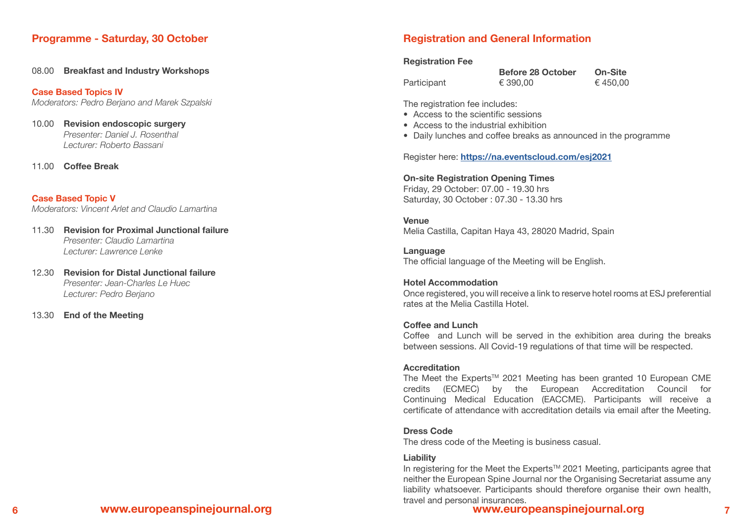## Programme - Saturday, 30 October

08.00 **Breakfast and Industry Workshops**

### Case Based Topics IV

*Moderators: Pedro Berjano and Marek Szpalski*

10.00 **Revision endoscopic surgery**
*Presenter: Daniel J. Rosenthal*
*Lecturer: Roberto Bassani*

11.00 **Coffee Break**

### Case Based Topic V

*Moderators: Vincent Arlet and Claudio Lamartina*

11.30 **Revision for Proximal Junctional failure**
*Presenter: Claudio Lamartina*
*Lecturer: Lawrence Lenke*

12.30 **Revision for Distal Junctional failure**
*Presenter: Jean-Charles Le Huec*
*Lecturer: Pedro Berjano*

13.30 **End of the Meeting**

## Registration and General Information

**Registration Fee**

| | **Before 28 October** | **On-Site** |
|---|---|---|
| Participant | € 390,00 | € 450,00 |

The registration fee includes:

- Access to the scientific sessions
- Access to the industrial exhibition
- Daily lunches and coffee breaks as announced in the programme

Register here: **https://na.eventscloud.com/esj2021**

**On-site Registration Opening Times**

Friday, 29 October: 07.00 - 19.30 hrs
Saturday, 30 October : 07.30 - 13.30 hrs

**Venue**

Melia Castilla, Capitan Haya 43, 28020 Madrid, Spain

**Language**

The official language of the Meeting will be English.

**Hotel Accommodation**

Once registered, you will receive a link to reserve hotel rooms at ESJ preferential rates at the Melia Castilla Hotel.

**Coffee and Lunch**

Coffee and Lunch will be served in the exhibition area during the breaks between sessions. All Covid-19 regulations of that time will be respected.

**Accreditation**

The Meet the Experts™ 2021 Meeting has been granted 10 European CME credits (ECMEC) by the European Accreditation Council for Continuing Medical Education (EACCME). Participants will receive a certificate of attendance with accreditation details via email after the Meeting.

**Dress Code**

The dress code of the Meeting is business casual.

**Liability**

In registering for the Meet the Experts™ 2021 Meeting, participants agree that neither the European Spine Journal nor the Organising Secretariat assume any liability whatsoever. Participants should therefore organise their own health, travel and personal insurances.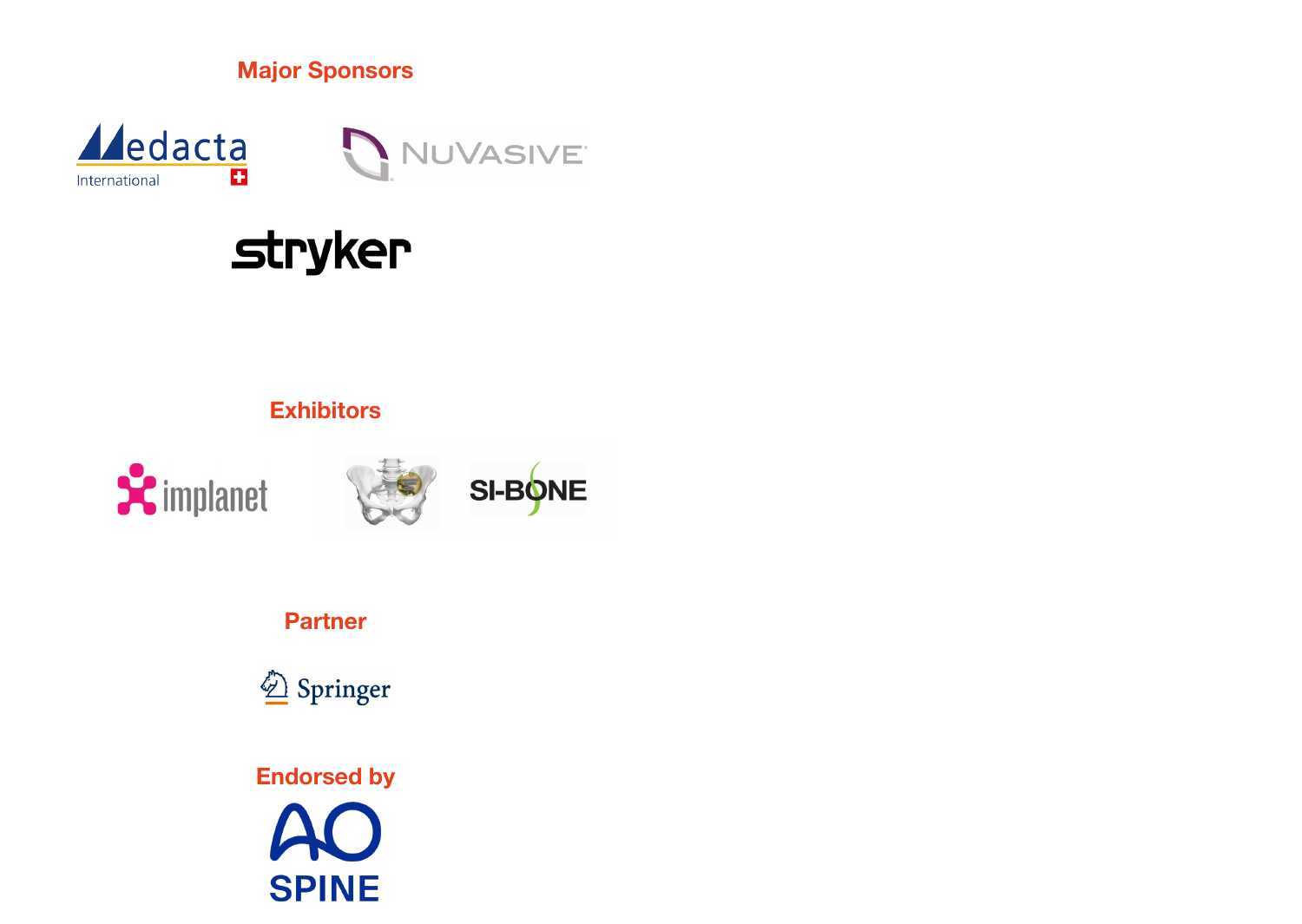## Major Sponsors

Medacta International

NuVasive

stryker

## Exhibitors

implanet

SI-BONE

## Partner

Springer

## Endorsed by

AO SPINE